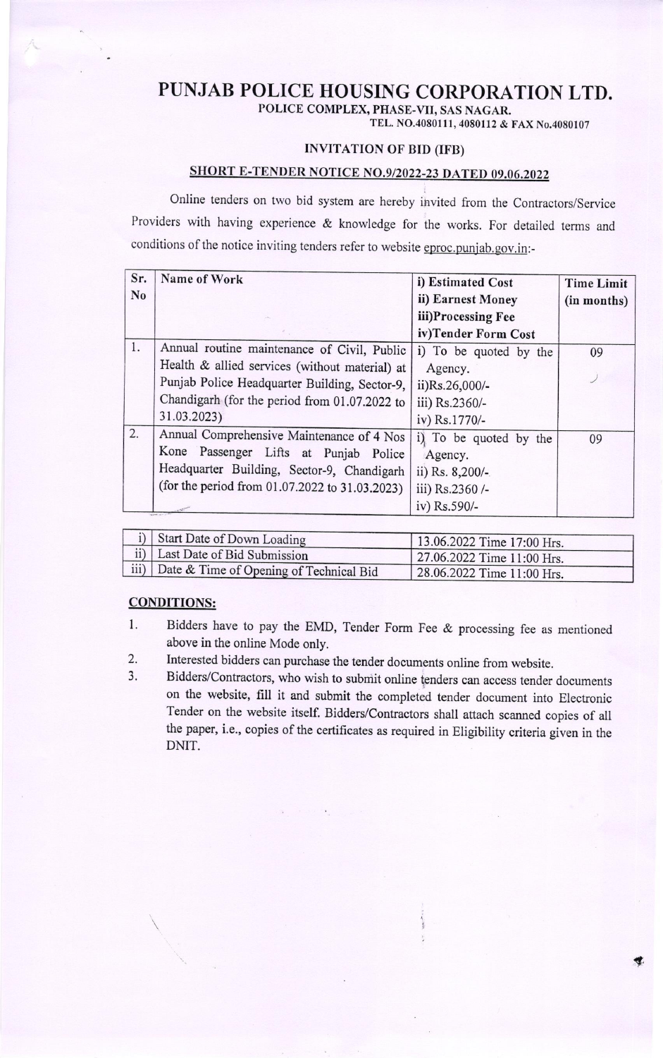# PUNJAB POLICE HOUSING CORPORATION LTD.

**POLICE COMPLEX, PHASE-VII, SAS NAGAR.**

**TEL. NO.4080111, 4080112 & FAX No.4080107**

## INVITATION OF BID (IFB)

## SHORT E-TENDER NOTICE NO.9/2022-23 DATED 09.06.2022

Online tenders on two bid system are hereby invited from the Contractors/Service Providers with having experience & knowledge for the works. For detailed terms and conditions of the notice inviting tenders refer to website eproc.punjab.gov.in:-

| Sr. No | Name of Work | i) Estimated Cost<br>ii) Earnest Money<br>iii)Processing Fee<br>iv)Tender Form Cost | Time Limit (in months) |
|---|---|---|---|
| 1. | Annual routine maintenance of Civil, Public Health & allied services (without material) at Punjab Police Headquarter Building, Sector-9, Chandigarh (for the period from 01.07.2022 to 31.03.2023) | i) To be quoted by the Agency.<br>ii)Rs.26,000/-<br>iii) Rs.2360/-<br>iv) Rs.1770/- | 09 |
| 2. | Annual Comprehensive Maintenance of 4 Nos Kone Passenger Lifts at Punjab Police Headquarter Building, Sector-9, Chandigarh (for the period from 01.07.2022 to 31.03.2023) | i) To be quoted by the Agency.<br>ii) Rs. 8,200/-<br>iii) Rs.2360 /-<br>iv) Rs.590/- | 09 |

| | | |
|---|---|---|
| i) | Start Date of Down Loading | 13.06.2022 Time 17:00 Hrs. |
| ii) | Last Date of Bid Submission | 27.06.2022 Time 11:00 Hrs. |
| iii) | Date & Time of Opening of Technical Bid | 28.06.2022 Time 11:00 Hrs. |

### CONDITIONS:

1. Bidders have to pay the EMD, Tender Form Fee & processing fee as mentioned above in the online Mode only.
2. Interested bidders can purchase the tender documents online from website.
3. Bidders/Contractors, who wish to submit online tenders can access tender documents on the website, fill it and submit the completed tender document into Electronic Tender on the website itself. Bidders/Contractors shall attach scanned copies of all the paper, i.e., copies of the certificates as required in Eligibility criteria given in the DNIT.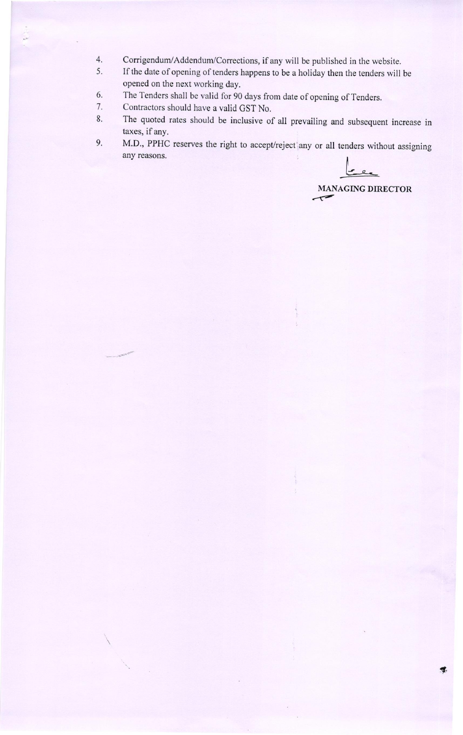4. Corrigendum/Addendum/Corrections, if any will be published in the website.
5. If the date of opening of tenders happens to be a holiday then the tenders will be opened on the next working day.
6. The Tenders shall be valid for 90 days from date of opening of Tenders.
7. Contractors should have a valid GST No.
8. The quoted rates should be inclusive of all prevailing and subsequent increase in taxes, if any.
9. M.D., PPHC reserves the right to accept/reject any or all tenders without assigning any reasons.

**MANAGING DIRECTOR**